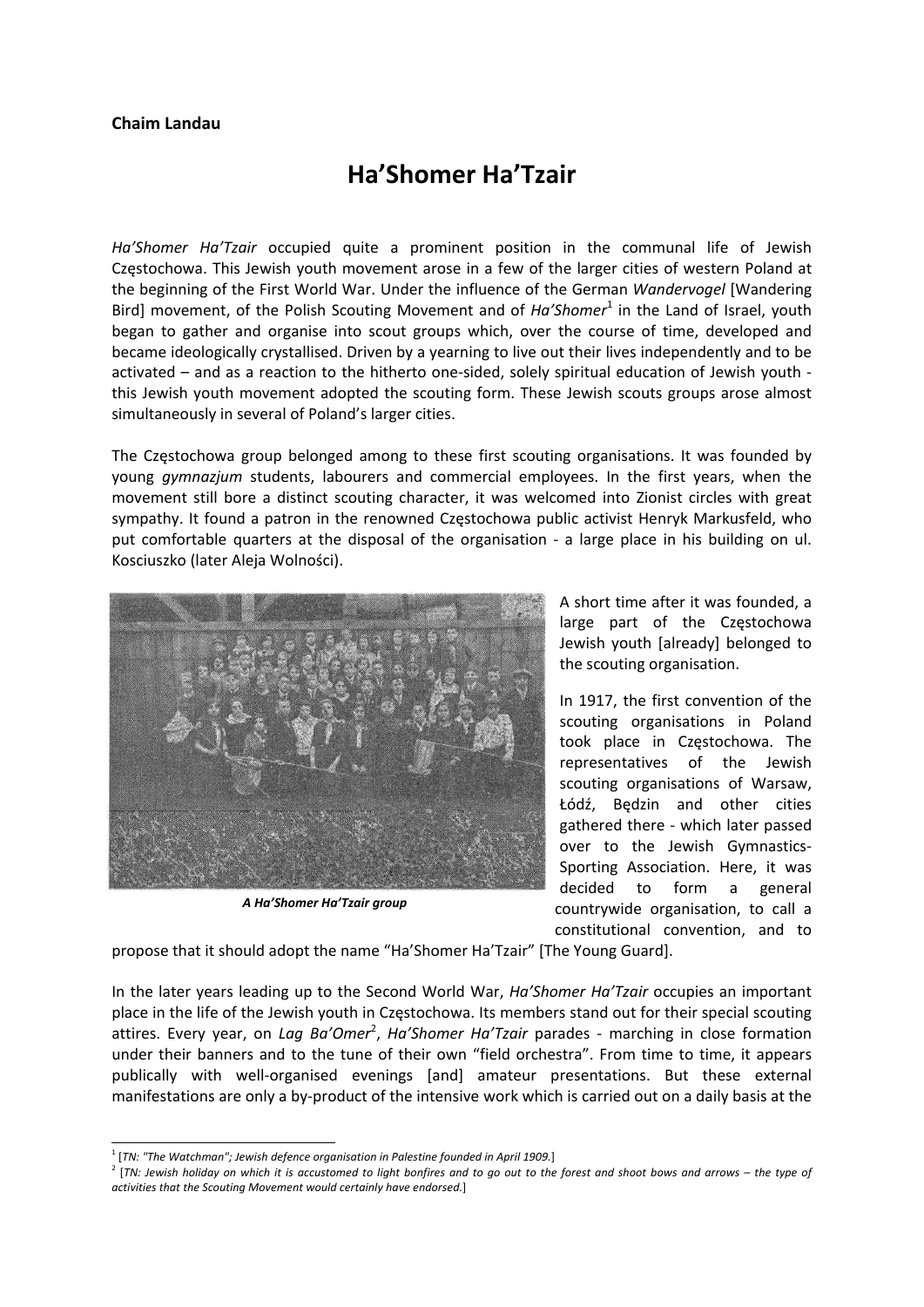**Chaim Landau**

# Ha'Shomer Ha'Tzair

*Ha'Shomer Ha'Tzair* occupied quite a prominent position in the communal life of Jewish Częstochowa. This Jewish youth movement arose in a few of the larger cities of western Poland at the beginning of the First World War. Under the influence of the German *Wandervogel* [Wandering Bird] movement, of the Polish Scouting Movement and of *Ha'Shomer*[1] in the Land of Israel, youth began to gather and organise into scout groups which, over the course of time, developed and became ideologically crystallised. Driven by a yearning to live out their lives independently and to be activated – and as a reaction to the hitherto one-sided, solely spiritual education of Jewish youth - this Jewish youth movement adopted the scouting form. These Jewish scouts groups arose almost simultaneously in several of Poland's larger cities.

The Częstochowa group belonged among to these first scouting organisations. It was founded by young *gymnazjum* students, labourers and commercial employees. In the first years, when the movement still bore a distinct scouting character, it was welcomed into Zionist circles with great sympathy. It found a patron in the renowned Częstochowa public activist Henryk Markusfeld, who put comfortable quarters at the disposal of the organisation - a large place in his building on ul. Kosciuszko (later Aleja Wolności).

***A Ha'Shomer Ha'Tzair group***

A short time after it was founded, a large part of the Częstochowa Jewish youth [already] belonged to the scouting organisation.

In 1917, the first convention of the scouting organisations in Poland took place in Częstochowa. The representatives of the Jewish scouting organisations of Warsaw, Łódź, Będzin and other cities gathered there - which later passed over to the Jewish Gymnastics-Sporting Association. Here, it was decided to form a general countrywide organisation, to call a constitutional convention, and to propose that it should adopt the name "Ha'Shomer Ha'Tzair" [The Young Guard].

In the later years leading up to the Second World War, *Ha'Shomer Ha'Tzair* occupies an important place in the life of the Jewish youth in Częstochowa. Its members stand out for their special scouting attires. Every year, on *Lag Ba'Omer*[2], *Ha'Shomer Ha'Tzair* parades - marching in close formation under their banners and to the tune of their own "field orchestra". From time to time, it appears publically with well-organised evenings [and] amateur presentations. But these external manifestations are only a by-product of the intensive work which is carried out on a daily basis at the

---

[1] [*TN: "The Watchman"; Jewish defence organisation in Palestine founded in April 1909.*]

[2] [*TN: Jewish holiday on which it is accustomed to light bonfires and to go out to the forest and shoot bows and arrows – the type of activities that the Scouting Movement would certainly have endorsed.*]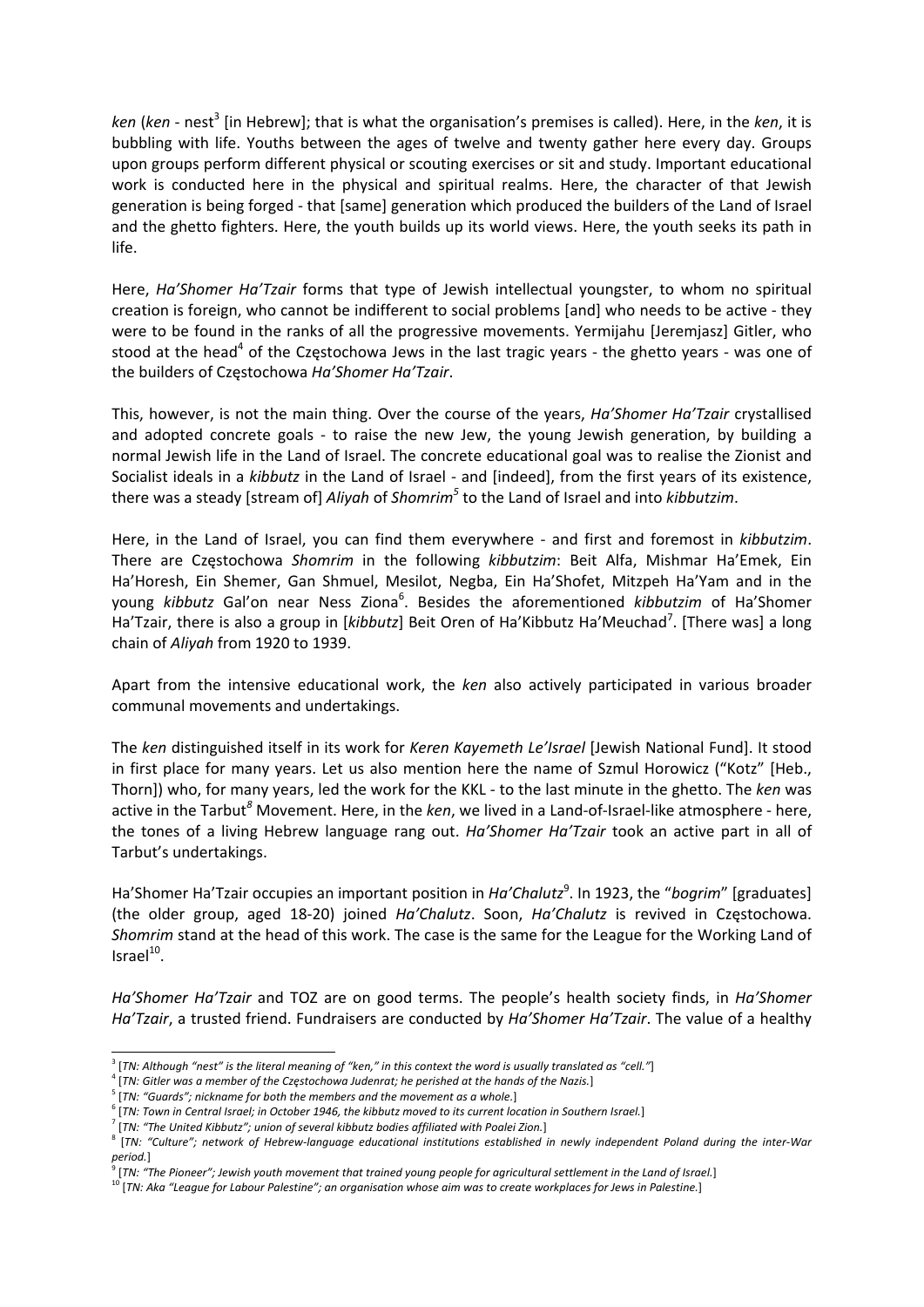*ken* (*ken* - nest[3] [in Hebrew]; that is what the organisation's premises is called). Here, in the *ken*, it is bubbling with life. Youths between the ages of twelve and twenty gather here every day. Groups upon groups perform different physical or scouting exercises or sit and study. Important educational work is conducted here in the physical and spiritual realms. Here, the character of that Jewish generation is being forged - that [same] generation which produced the builders of the Land of Israel and the ghetto fighters. Here, the youth builds up its world views. Here, the youth seeks its path in life.

Here, *Ha'Shomer Ha'Tzair* forms that type of Jewish intellectual youngster, to whom no spiritual creation is foreign, who cannot be indifferent to social problems [and] who needs to be active - they were to be found in the ranks of all the progressive movements. Yermijahu [Jeremjasz] Gitler, who stood at the head[4] of the Częstochowa Jews in the last tragic years - the ghetto years - was one of the builders of Częstochowa *Ha'Shomer Ha'Tzair*.

This, however, is not the main thing. Over the course of the years, *Ha'Shomer Ha'Tzair* crystallised and adopted concrete goals - to raise the new Jew, the young Jewish generation, by building a normal Jewish life in the Land of Israel. The concrete educational goal was to realise the Zionist and Socialist ideals in a *kibbutz* in the Land of Israel - and [indeed], from the first years of its existence, there was a steady [stream of] *Aliyah* of *Shomrim*[5] to the Land of Israel and into *kibbutzim*.

Here, in the Land of Israel, you can find them everywhere - and first and foremost in *kibbutzim*. There are Częstochowa *Shomrim* in the following *kibbutzim*: Beit Alfa, Mishmar Ha'Emek, Ein Ha'Horesh, Ein Shemer, Gan Shmuel, Mesilot, Negba, Ein Ha'Shofet, Mitzpeh Ha'Yam and in the young *kibbutz* Gal'on near Ness Ziona[6]. Besides the aforementioned *kibbutzim* of Ha'Shomer Ha'Tzair, there is also a group in [*kibbutz*] Beit Oren of Ha'Kibbutz Ha'Meuchad[7]. [There was] a long chain of *Aliyah* from 1920 to 1939.

Apart from the intensive educational work, the *ken* also actively participated in various broader communal movements and undertakings.

The *ken* distinguished itself in its work for *Keren Kayemeth Le'Israel* [Jewish National Fund]. It stood in first place for many years. Let us also mention here the name of Szmul Horowicz ("Kotz" [Heb., Thorn]) who, for many years, led the work for the KKL - to the last minute in the ghetto. The *ken* was active in the Tarbut[8] Movement. Here, in the *ken*, we lived in a Land-of-Israel-like atmosphere - here, the tones of a living Hebrew language rang out. *Ha'Shomer Ha'Tzair* took an active part in all of Tarbut's undertakings.

Ha'Shomer Ha'Tzair occupies an important position in *Ha'Chalutz*[9]. In 1923, the "*bogrim*" [graduates] (the older group, aged 18-20) joined *Ha'Chalutz*. Soon, *Ha'Chalutz* is revived in Częstochowa. *Shomrim* stand at the head of this work. The case is the same for the League for the Working Land of Israel[10].

*Ha'Shomer Ha'Tzair* and TOZ are on good terms. The people's health society finds, in *Ha'Shomer Ha'Tzair*, a trusted friend. Fundraisers are conducted by *Ha'Shomer Ha'Tzair*. The value of a healthy

---

[3] [*TN: Although "nest" is the literal meaning of "ken," in this context the word is usually translated as "cell."*]

[4] [*TN: Gitler was a member of the Częstochowa Judenrat; he perished at the hands of the Nazis.*]

[5] [*TN: "Guards"; nickname for both the members and the movement as a whole.*]

[6] [*TN: Town in Central Israel; in October 1946, the kibbutz moved to its current location in Southern Israel.*]

[7] [*TN: "The United Kibbutz"; union of several kibbutz bodies affiliated with Poalei Zion.*]

[8] [*TN: "Culture"; network of Hebrew-language educational institutions established in newly independent Poland during the inter-War period.*]

[9] [*TN: "The Pioneer"; Jewish youth movement that trained young people for agricultural settlement in the Land of Israel.*]

[10] [*TN: Aka "League for Labour Palestine"; an organisation whose aim was to create workplaces for Jews in Palestine.*]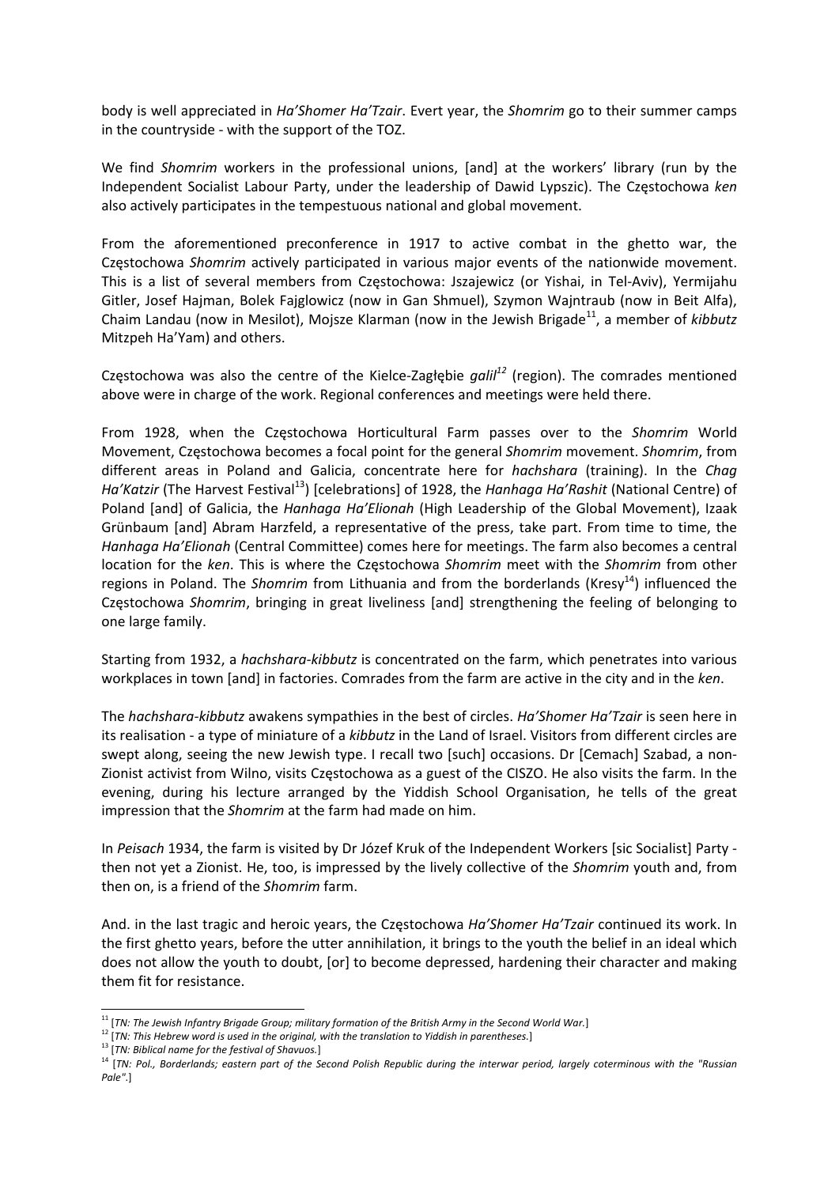body is well appreciated in *Ha'Shomer Ha'Tzair*. Evert year, the *Shomrim* go to their summer camps in the countryside - with the support of the TOZ.

We find *Shomrim* workers in the professional unions, [and] at the workers' library (run by the Independent Socialist Labour Party, under the leadership of Dawid Lypszic). The Częstochowa *ken* also actively participates in the tempestuous national and global movement.

From the aforementioned preconference in 1917 to active combat in the ghetto war, the Częstochowa *Shomrim* actively participated in various major events of the nationwide movement. This is a list of several members from Częstochowa: Jszajewicz (or Yishai, in Tel-Aviv), Yermijahu Gitler, Josef Hajman, Bolek Fajglowicz (now in Gan Shmuel), Szymon Wajntraub (now in Beit Alfa), Chaim Landau (now in Mesilot), Mojsze Klarman (now in the Jewish Brigade[11], a member of *kibbutz* Mitzpeh Ha'Yam) and others.

Częstochowa was also the centre of the Kielce-Zagłębie *galil*[12] (region). The comrades mentioned above were in charge of the work. Regional conferences and meetings were held there.

From 1928, when the Częstochowa Horticultural Farm passes over to the *Shomrim* World Movement, Częstochowa becomes a focal point for the general *Shomrim* movement. *Shomrim*, from different areas in Poland and Galicia, concentrate here for *hachshara* (training). In the *Chag Ha'Katzir* (The Harvest Festival[13]) [celebrations] of 1928, the *Hanhaga Ha'Rashit* (National Centre) of Poland [and] of Galicia, the *Hanhaga Ha'Elionah* (High Leadership of the Global Movement), Izaak Grünbaum [and] Abram Harzfeld, a representative of the press, take part. From time to time, the *Hanhaga Ha'Elionah* (Central Committee) comes here for meetings. The farm also becomes a central location for the *ken*. This is where the Częstochowa *Shomrim* meet with the *Shomrim* from other regions in Poland. The *Shomrim* from Lithuania and from the borderlands (Kresy[14]) influenced the Częstochowa *Shomrim*, bringing in great liveliness [and] strengthening the feeling of belonging to one large family.

Starting from 1932, a *hachshara-kibbutz* is concentrated on the farm, which penetrates into various workplaces in town [and] in factories. Comrades from the farm are active in the city and in the *ken*.

The *hachshara-kibbutz* awakens sympathies in the best of circles. *Ha'Shomer Ha'Tzair* is seen here in its realisation - a type of miniature of a *kibbutz* in the Land of Israel. Visitors from different circles are swept along, seeing the new Jewish type. I recall two [such] occasions. Dr [Cemach] Szabad, a non-Zionist activist from Wilno, visits Częstochowa as a guest of the CISZO. He also visits the farm. In the evening, during his lecture arranged by the Yiddish School Organisation, he tells of the great impression that the *Shomrim* at the farm had made on him.

In *Peisach* 1934, the farm is visited by Dr Józef Kruk of the Independent Workers [sic Socialist] Party - then not yet a Zionist. He, too, is impressed by the lively collective of the *Shomrim* youth and, from then on, is a friend of the *Shomrim* farm.

And. in the last tragic and heroic years, the Częstochowa *Ha'Shomer Ha'Tzair* continued its work. In the first ghetto years, before the utter annihilation, it brings to the youth the belief in an ideal which does not allow the youth to doubt, [or] to become depressed, hardening their character and making them fit for resistance.

---

[11] [*TN: The Jewish Infantry Brigade Group; military formation of the British Army in the Second World War.*]

[12] [*TN: This Hebrew word is used in the original, with the translation to Yiddish in parentheses.*]

[13] [*TN: Biblical name for the festival of Shavuos.*]

[14] [*TN: Pol., Borderlands; eastern part of the Second Polish Republic during the interwar period, largely coterminous with the "Russian Pale".*]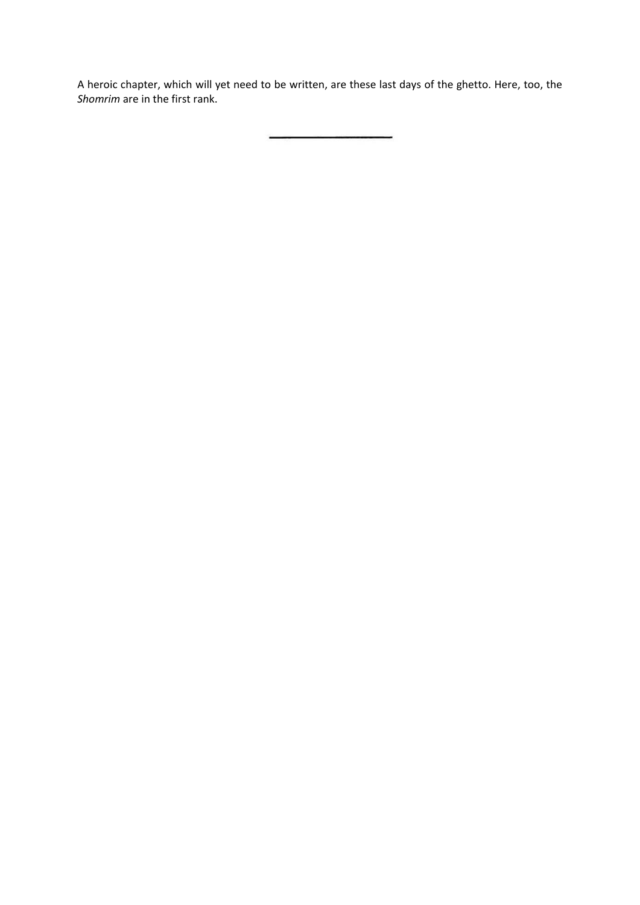A heroic chapter, which will yet need to be written, are these last days of the ghetto. Here, too, the *Shomrim* are in the first rank.

---